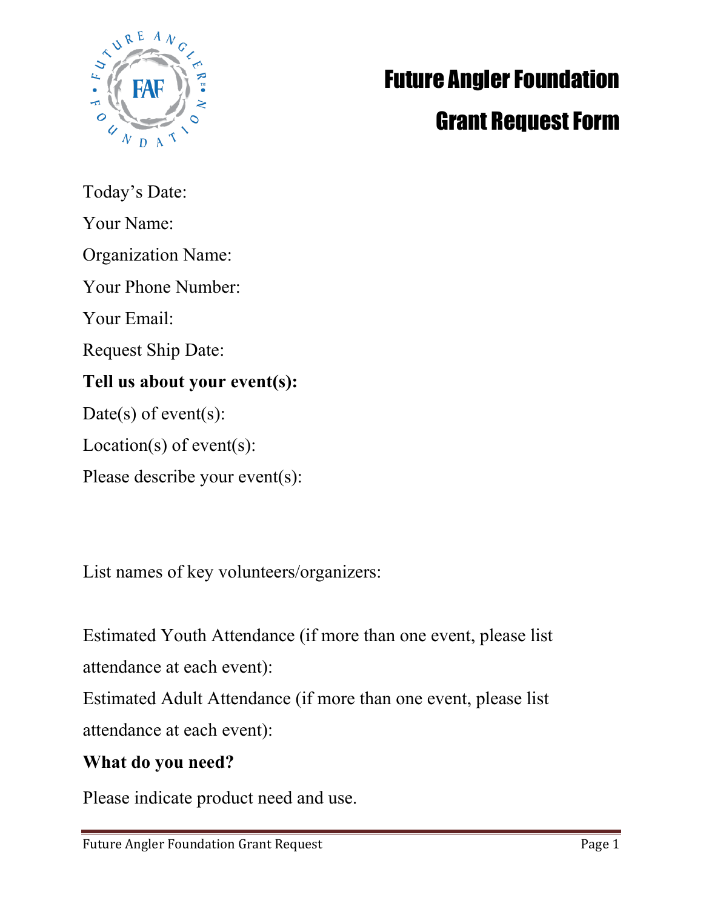# Future Angler Foundation

## Grant Request Form

Today's Date:

Your Name:

Organization Name:

Your Phone Number:

Your Email:

Request Ship Date:

**Tell us about your event(s):**

Date(s) of event(s):

Location(s) of event(s):

Please describe your event(s):

List names of key volunteers/organizers:

Estimated Youth Attendance (if more than one event, please list attendance at each event):

Estimated Adult Attendance (if more than one event, please list attendance at each event):

**What do you need?**

Please indicate product need and use.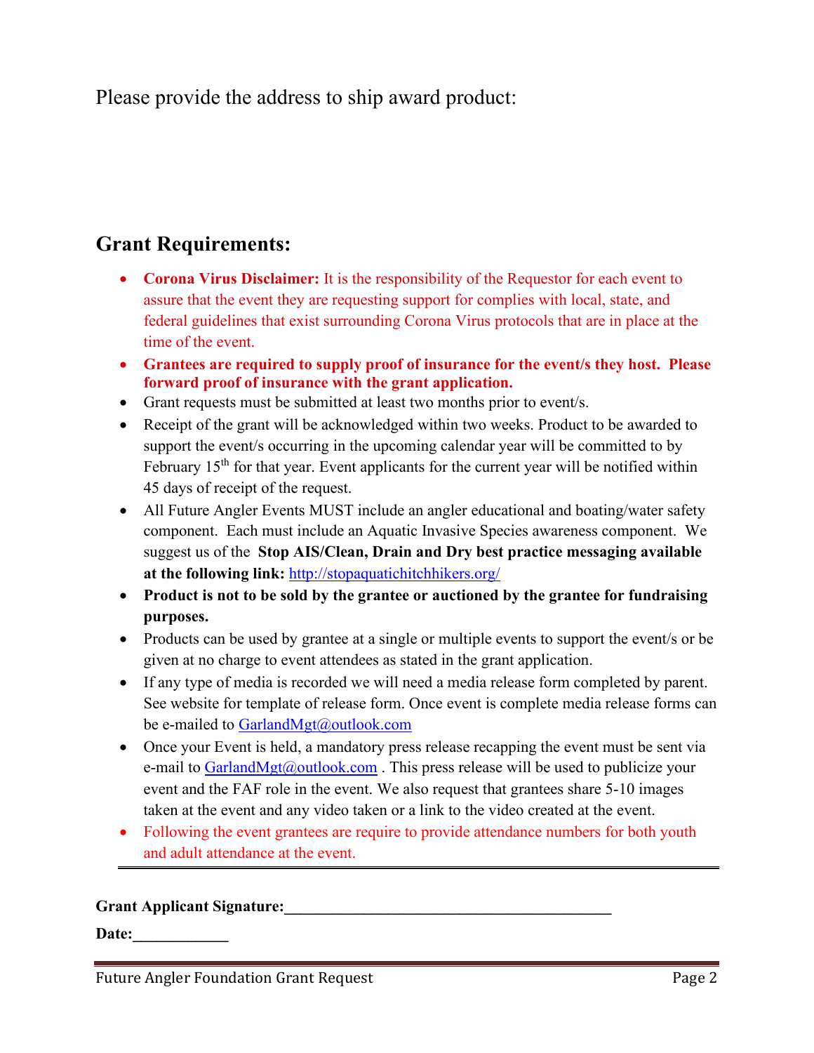Please provide the address to ship award product:

## Grant Requirements:

- **Corona Virus Disclaimer:** It is the responsibility of the Requestor for each event to assure that the event they are requesting support for complies with local, state, and federal guidelines that exist surrounding Corona Virus protocols that are in place at the time of the event.
- **Grantees are required to supply proof of insurance for the event/s they host. Please forward proof of insurance with the grant application.**
- Grant requests must be submitted at least two months prior to event/s.
- Receipt of the grant will be acknowledged within two weeks. Product to be awarded to support the event/s occurring in the upcoming calendar year will be committed to by February 15th for that year. Event applicants for the current year will be notified within 45 days of receipt of the request.
- All Future Angler Events MUST include an angler educational and boating/water safety component. Each must include an Aquatic Invasive Species awareness component. We suggest us of the **Stop AIS/Clean, Drain and Dry best practice messaging available at the following link:** http://stopaquatichitchhikers.org/
- **Product is not to be sold by the grantee or auctioned by the grantee for fundraising purposes.**
- Products can be used by grantee at a single or multiple events to support the event/s or be given at no charge to event attendees as stated in the grant application.
- If any type of media is recorded we will need a media release form completed by parent. See website for template of release form. Once event is complete media release forms can be e-mailed to GarlandMgt@outlook.com
- Once your Event is held, a mandatory press release recapping the event must be sent via e-mail to GarlandMgt@outlook.com . This press release will be used to publicize your event and the FAF role in the event. We also request that grantees share 5-10 images taken at the event and any video taken or a link to the video created at the event.
- Following the event grantees are require to provide attendance numbers for both youth and adult attendance at the event.

---

**Grant Applicant Signature:**\_\_\_\_\_\_\_\_\_\_\_\_\_\_\_\_\_\_\_\_\_\_\_\_\_\_\_\_\_\_\_\_\_\_\_\_\_\_\_\_

**Date:**\_\_\_\_\_\_\_\_\_\_\_\_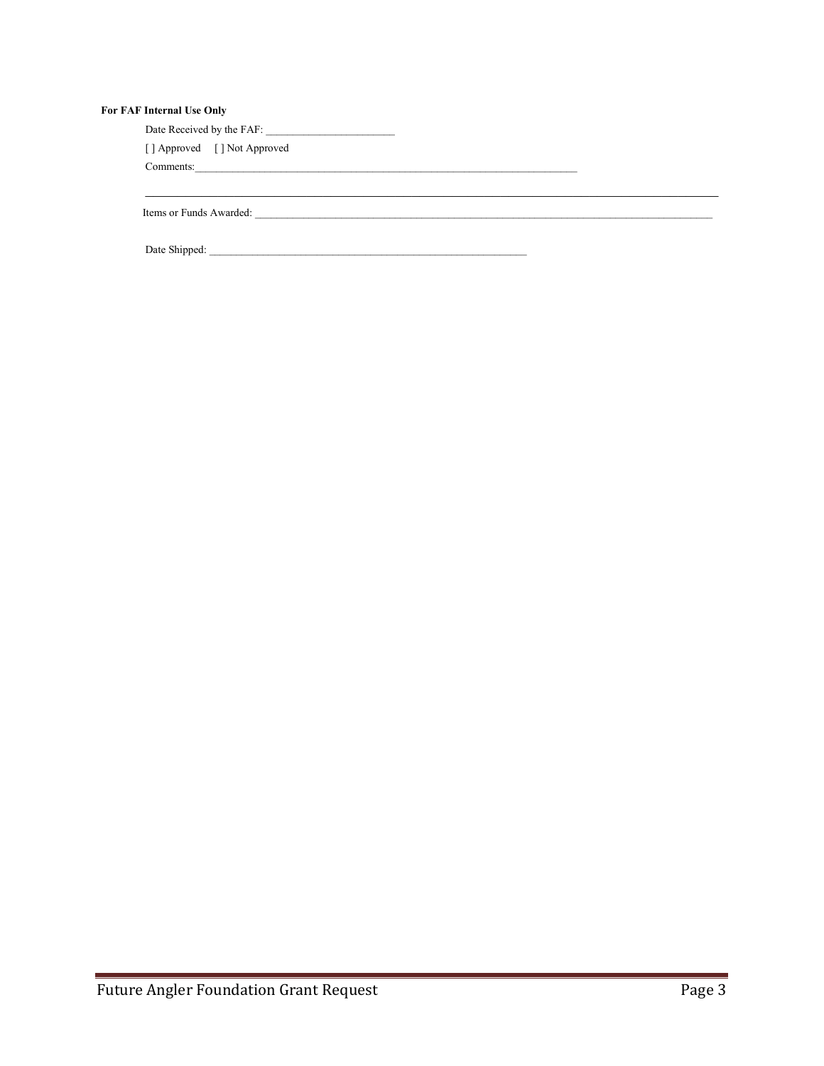**For FAF Internal Use Only**

Date Received by the FAF: ________________________

[ ] Approved [ ] Not Approved

Comments:________________________________________________________________________

_____________________________________________________________________________________________

Items or Funds Awarded: ________________________________________________________________________________________

Date Shipped: ____________________________________________________________